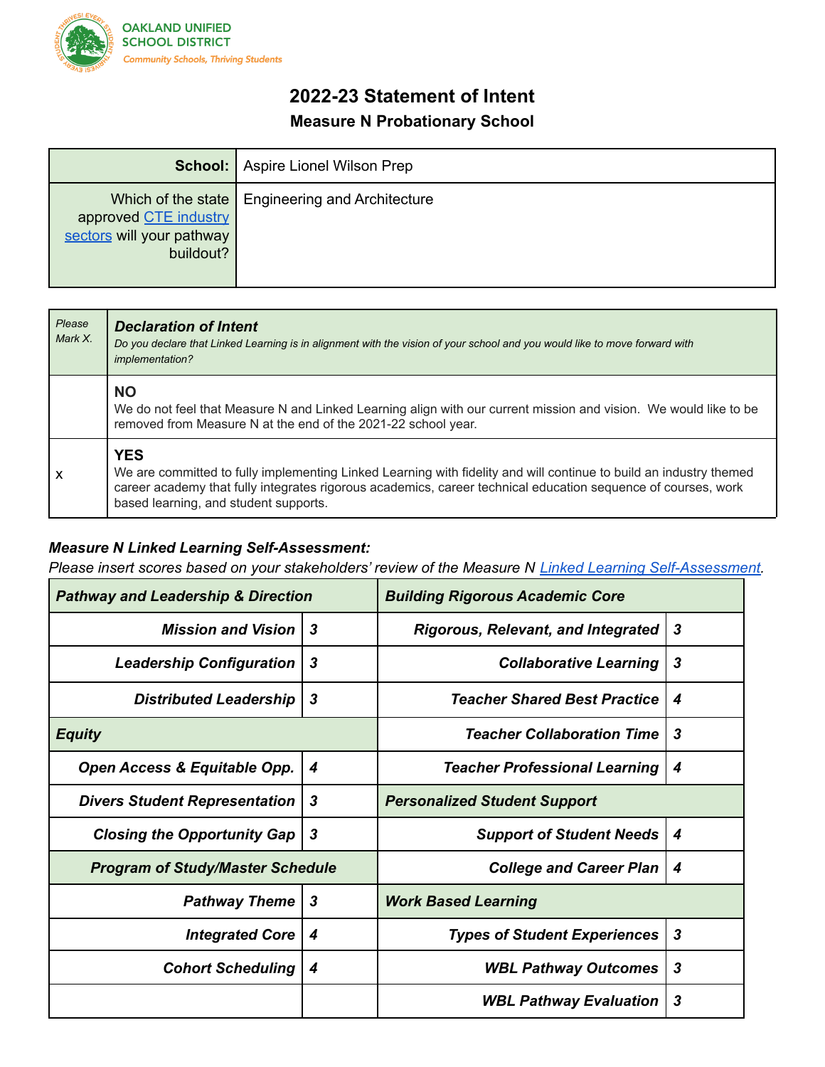OAKLAND UNIFIED SCHOOL DISTRICT
*Community Schools, Thriving Students*

# 2022-23 Statement of Intent

## Measure N Probationary School

| **School:** | Aspire Lionel Wilson Prep |
|---|---|
| Which of the state approved CTE industry sectors will your pathway buildout? | Engineering and Architecture |

| *Please Mark X.* | ***Declaration of Intent*** *Do you declare that Linked Learning is in alignment with the vision of your school and you would like to move forward with implementation?* |
|---|---|
| | **NO** We do not feel that Measure N and Linked Learning align with our current mission and vision. We would like to be removed from Measure N at the end of the 2021-22 school year. |
| x | **YES** We are committed to fully implementing Linked Learning with fidelity and will continue to build an industry themed career academy that fully integrates rigorous academics, career technical education sequence of courses, work based learning, and student supports. |

***Measure N Linked Learning Self-Assessment:***
*Please insert scores based on your stakeholders' review of the Measure N Linked Learning Self-Assessment.*

| ***Pathway and Leadership & Direction*** | | ***Building Rigorous Academic Core*** | |
|---|---|---|---|
| ***Mission and Vision*** | ***3*** | ***Rigorous, Relevant, and Integrated*** | ***3*** |
| ***Leadership Configuration*** | ***3*** | ***Collaborative Learning*** | ***3*** |
| ***Distributed Leadership*** | ***3*** | ***Teacher Shared Best Practice*** | ***4*** |
| ***Equity*** | | ***Teacher Collaboration Time*** | ***3*** |
| ***Open Access & Equitable Opp.*** | ***4*** | ***Teacher Professional Learning*** | ***4*** |
| ***Divers Student Representation*** | ***3*** | ***Personalized Student Support*** | |
| ***Closing the Opportunity Gap*** | ***3*** | ***Support of Student Needs*** | ***4*** |
| ***Program of Study/Master Schedule*** | | ***College and Career Plan*** | ***4*** |
| ***Pathway Theme*** | ***3*** | ***Work Based Learning*** | |
| ***Integrated Core*** | ***4*** | ***Types of Student Experiences*** | ***3*** |
| ***Cohort Scheduling*** | ***4*** | ***WBL Pathway Outcomes*** | ***3*** |
| | | ***WBL Pathway Evaluation*** | ***3*** |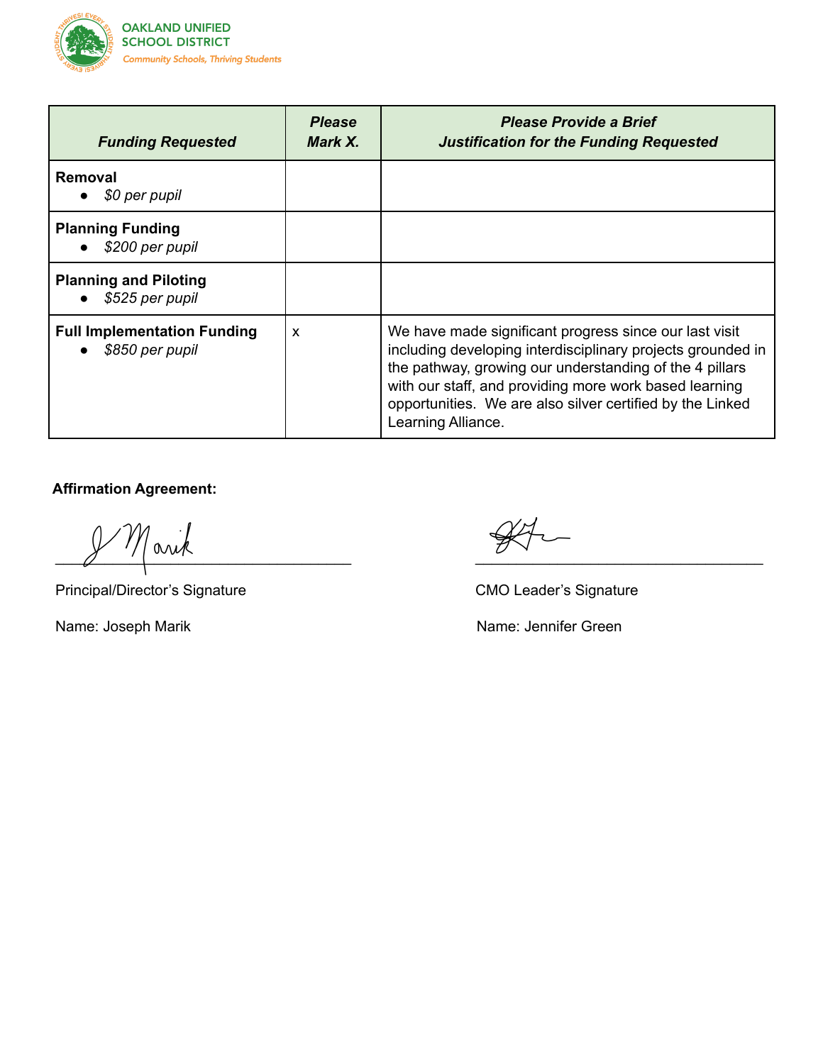| *Funding Requested* | *Please Mark X.* | *Please Provide a Brief Justification for the Funding Requested* |
|---|---|---|
| **Removal**<br>• *$0 per pupil* | | |
| **Planning Funding**<br>• *$200 per pupil* | | |
| **Planning and Piloting**<br>• *$525 per pupil* | | |
| **Full Implementation Funding**<br>• *$850 per pupil* | x | We have made significant progress since our last visit including developing interdisciplinary projects grounded in the pathway, growing our understanding of the 4 pillars with our staff, and providing more work based learning opportunities. We are also silver certified by the Linked Learning Alliance. |

**Affirmation Agreement:**

Principal/Director's Signature

Name: Joseph Marik

CMO Leader's Signature

Name: Jennifer Green